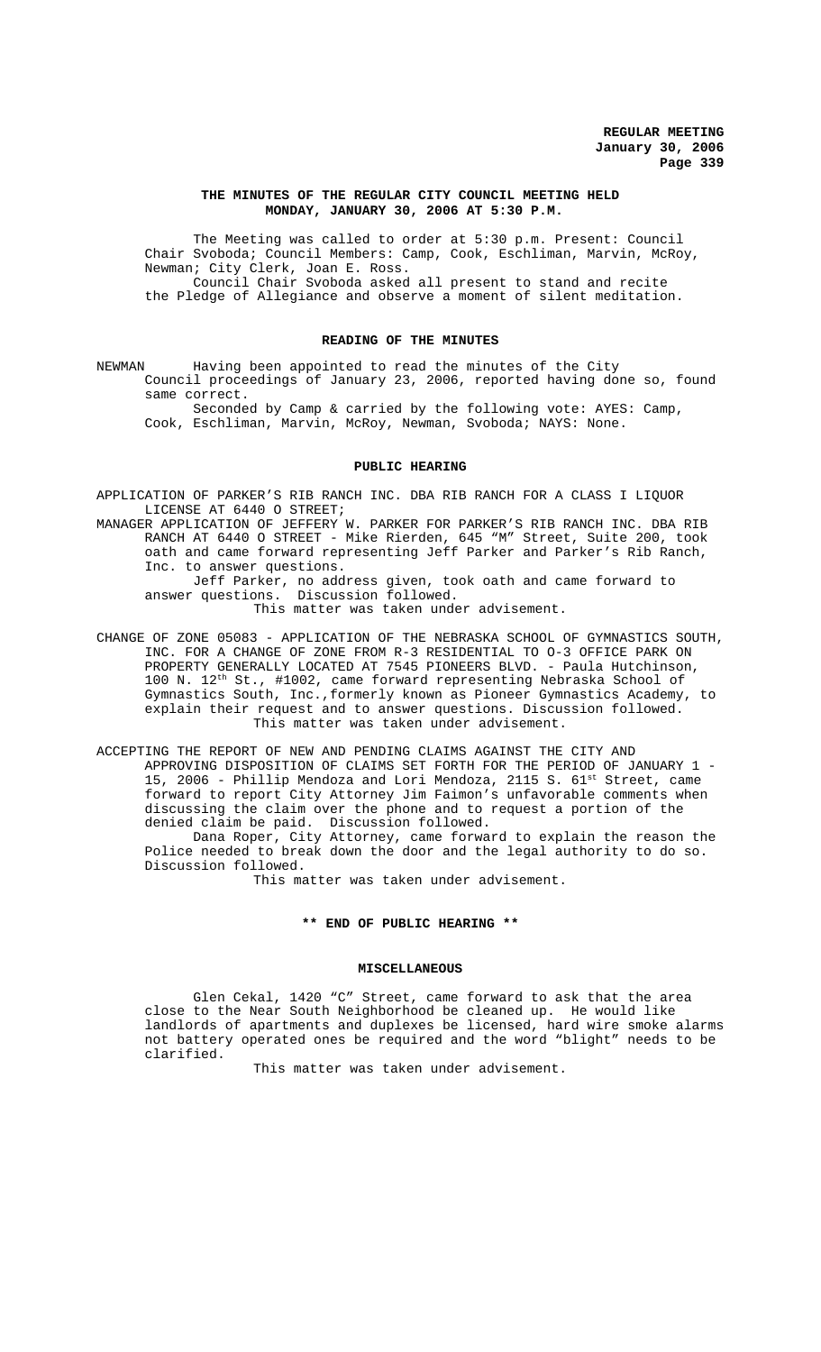**THE MINUTES OF THE REGULAR CITY COUNCIL MEETING HELD MONDAY, JANUARY 30, 2006 AT 5:30 P.M.**

The Meeting was called to order at 5:30 p.m. Present: Council Chair Svoboda; Council Members: Camp, Cook, Eschliman, Marvin, McRoy, Newman; City Clerk, Joan E. Ross.

Council Chair Svoboda asked all present to stand and recite the Pledge of Allegiance and observe a moment of silent meditation.

## READING OF THE MINUTES

NEWMAN Having been appointed to read the minutes of the City Council proceedings of January 23, 2006, reported having done so, found same correct.

Seconded by Camp & carried by the following vote: AYES: Camp, Cook, Eschliman, Marvin, McRoy, Newman, Svoboda; NAYS: None.

## PUBLIC HEARING

APPLICATION OF PARKER'S RIB RANCH INC. DBA RIB RANCH FOR A CLASS I LIQUOR LICENSE AT 6440 O STREET;

MANAGER APPLICATION OF JEFFERY W. PARKER FOR PARKER'S RIB RANCH INC. DBA RIB RANCH AT 6440 O STREET - Mike Rierden, 645 "M" Street, Suite 200, took oath and came forward representing Jeff Parker and Parker's Rib Ranch, Inc. to answer questions.

Jeff Parker, no address given, took oath and came forward to answer questions. Discussion followed.

This matter was taken under advisement.

CHANGE OF ZONE 05083 - APPLICATION OF THE NEBRASKA SCHOOL OF GYMNASTICS SOUTH, INC. FOR A CHANGE OF ZONE FROM R-3 RESIDENTIAL TO O-3 OFFICE PARK ON PROPERTY GENERALLY LOCATED AT 7545 PIONEERS BLVD. - Paula Hutchinson, 100 N. 12th St., #1002, came forward representing Nebraska School of Gymnastics South, Inc.,formerly known as Pioneer Gymnastics Academy, to explain their request and to answer questions. Discussion followed.

This matter was taken under advisement.

ACCEPTING THE REPORT OF NEW AND PENDING CLAIMS AGAINST THE CITY AND APPROVING DISPOSITION OF CLAIMS SET FORTH FOR THE PERIOD OF JANUARY 1 - 15, 2006 - Phillip Mendoza and Lori Mendoza, 2115 S. 61st Street, came forward to report City Attorney Jim Faimon's unfavorable comments when discussing the claim over the phone and to request a portion of the denied claim be paid. Discussion followed.

Dana Roper, City Attorney, came forward to explain the reason the Police needed to break down the door and the legal authority to do so. Discussion followed.

This matter was taken under advisement.

**\*\* END OF PUBLIC HEARING \*\***

## MISCELLANEOUS

Glen Cekal, 1420 "C" Street, came forward to ask that the area close to the Near South Neighborhood be cleaned up. He would like landlords of apartments and duplexes be licensed, hard wire smoke alarms not battery operated ones be required and the word "blight" needs to be clarified.

This matter was taken under advisement.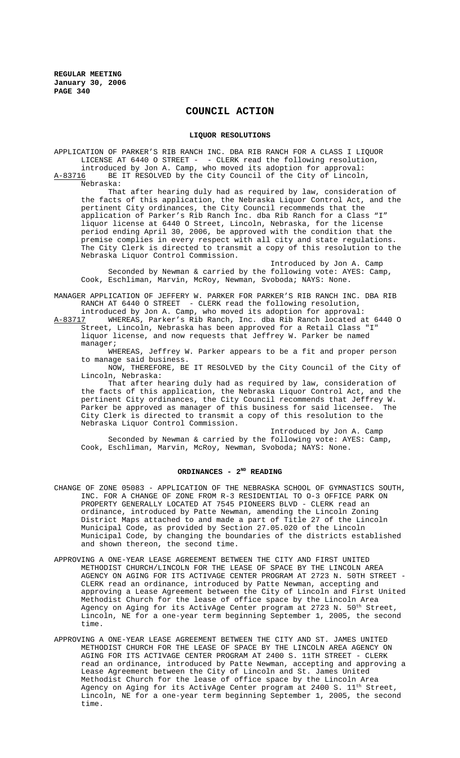# COUNCIL ACTION

## LIQUOR RESOLUTIONS

APPLICATION OF PARKER'S RIB RANCH INC. DBA RIB RANCH FOR A CLASS I LIQUOR LICENSE AT 6440 O STREET - - CLERK read the following resolution, introduced by Jon A. Camp, who moved its adoption for approval:

A-83716 BE IT RESOLVED by the City Council of the City of Lincoln, Nebraska:

That after hearing duly had as required by law, consideration of the facts of this application, the Nebraska Liquor Control Act, and the pertinent City ordinances, the City Council recommends that the application of Parker's Rib Ranch Inc. dba Rib Ranch for a Class "I" liquor license at 6440 O Street, Lincoln, Nebraska, for the license period ending April 30, 2006, be approved with the condition that the premise complies in every respect with all city and state regulations. The City Clerk is directed to transmit a copy of this resolution to the Nebraska Liquor Control Commission.

Introduced by Jon A. Camp

Seconded by Newman & carried by the following vote: AYES: Camp, Cook, Eschliman, Marvin, McRoy, Newman, Svoboda; NAYS: None.

MANAGER APPLICATION OF JEFFERY W. PARKER FOR PARKER'S RIB RANCH INC. DBA RIB RANCH AT 6440 O STREET - CLERK read the following resolution, introduced by Jon A. Camp, who moved its adoption for approval:

A-83717 WHEREAS, Parker's Rib Ranch, Inc. dba Rib Ranch located at 6440 O Street, Lincoln, Nebraska has been approved for a Retail Class "I" liquor license, and now requests that Jeffrey W. Parker be named manager;

WHEREAS, Jeffrey W. Parker appears to be a fit and proper person to manage said business.

NOW, THEREFORE, BE IT RESOLVED by the City Council of the City of Lincoln, Nebraska:

That after hearing duly had as required by law, consideration of the facts of this application, the Nebraska Liquor Control Act, and the pertinent City ordinances, the City Council recommends that Jeffrey W. Parker be approved as manager of this business for said licensee. The City Clerk is directed to transmit a copy of this resolution to the Nebraska Liquor Control Commission.

Introduced by Jon A. Camp

Seconded by Newman & carried by the following vote: AYES: Camp, Cook, Eschliman, Marvin, McRoy, Newman, Svoboda; NAYS: None.

## ORDINANCES - 2[ND] READING

CHANGE OF ZONE 05083 - APPLICATION OF THE NEBRASKA SCHOOL OF GYMNASTICS SOUTH, INC. FOR A CHANGE OF ZONE FROM R-3 RESIDENTIAL TO O-3 OFFICE PARK ON PROPERTY GENERALLY LOCATED AT 7545 PIONEERS BLVD - CLERK read an ordinance, introduced by Patte Newman, amending the Lincoln Zoning District Maps attached to and made a part of Title 27 of the Lincoln Municipal Code, as provided by Section 27.05.020 of the Lincoln Municipal Code, by changing the boundaries of the districts established and shown thereon, the second time.

APPROVING A ONE-YEAR LEASE AGREEMENT BETWEEN THE CITY AND FIRST UNITED METHODIST CHURCH/LINCOLN FOR THE LEASE OF SPACE BY THE LINCOLN AREA AGENCY ON AGING FOR ITS ACTIVAGE CENTER PROGRAM AT 2723 N. 50TH STREET - CLERK read an ordinance, introduced by Patte Newman, accepting and approving a Lease Agreement between the City of Lincoln and First United Methodist Church for the lease of office space by the Lincoln Area Agency on Aging for its ActivAge Center program at 2723 N. 50[th] Street, Lincoln, NE for a one-year term beginning September 1, 2005, the second time.

APPROVING A ONE-YEAR LEASE AGREEMENT BETWEEN THE CITY AND ST. JAMES UNITED METHODIST CHURCH FOR THE LEASE OF SPACE BY THE LINCOLN AREA AGENCY ON AGING FOR ITS ACTIVAGE CENTER PROGRAM AT 2400 S. 11TH STREET - CLERK read an ordinance, introduced by Patte Newman, accepting and approving a Lease Agreement between the City of Lincoln and St. James United Methodist Church for the lease of office space by the Lincoln Area Agency on Aging for its ActivAge Center program at 2400 S. 11[th] Street, Lincoln, NE for a one-year term beginning September 1, 2005, the second time.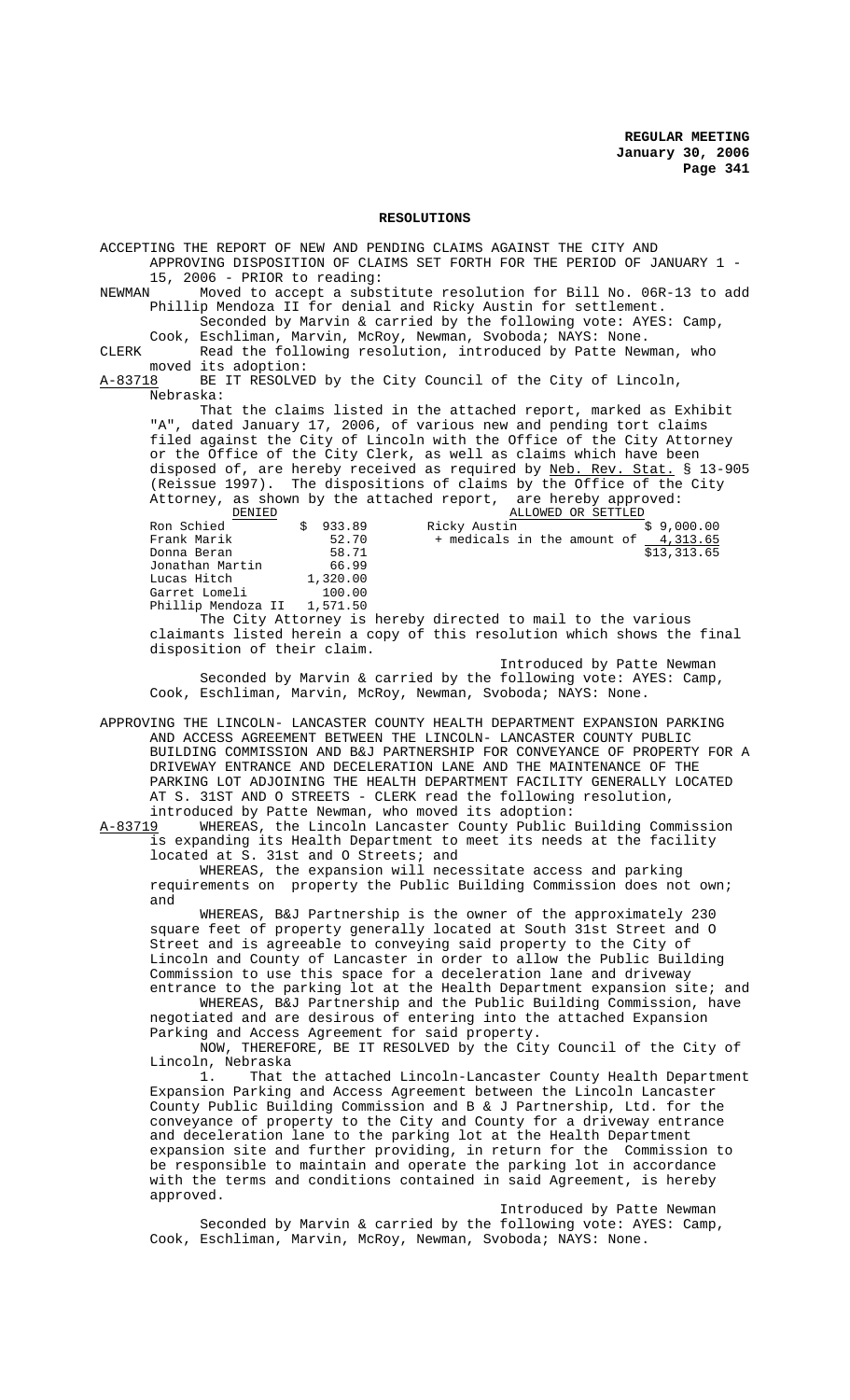## RESOLUTIONS

ACCEPTING THE REPORT OF NEW AND PENDING CLAIMS AGAINST THE CITY AND APPROVING DISPOSITION OF CLAIMS SET FORTH FOR THE PERIOD OF JANUARY 1 - 15, 2006 - PRIOR to reading:

NEWMAN Moved to accept a substitute resolution for Bill No. 06R-13 to add Phillip Mendoza II for denial and Ricky Austin for settlement.

Seconded by Marvin & carried by the following vote: AYES: Camp, Cook, Eschliman, Marvin, McRoy, Newman, Svoboda; NAYS: None.

CLERK Read the following resolution, introduced by Patte Newman, who moved its adoption:

A-83718 BE IT RESOLVED by the City Council of the City of Lincoln, Nebraska:

That the claims listed in the attached report, marked as Exhibit "A", dated January 17, 2006, of various new and pending tort claims filed against the City of Lincoln with the Office of the City Attorney or the Office of the City Clerk, as well as claims which have been disposed of, are hereby received as required by Neb. Rev. Stat. § 13-905 (Reissue 1997). The dispositions of claims by the Office of the City Attorney, as shown by the attached report, are hereby approved:

| DENIED | | ALLOWED OR SETTLED | |
|---|---|---|---|
| Ron Schied | $ 933.89 | Ricky Austin | $ 9,000.00 |
| Frank Marik | 52.70 | + medicals in the amount of | 4,313.65 |
| Donna Beran | 58.71 | | $13,313.65 |
| Jonathan Martin | 66.99 | | |
| Lucas Hitch | 1,320.00 | | |
| Garret Lomeli | 100.00 | | |
| Phillip Mendoza II | 1,571.50 | | |

The City Attorney is hereby directed to mail to the various claimants listed herein a copy of this resolution which shows the final disposition of their claim.

Introduced by Patte Newman

Seconded by Marvin & carried by the following vote: AYES: Camp, Cook, Eschliman, Marvin, McRoy, Newman, Svoboda; NAYS: None.

APPROVING THE LINCOLN- LANCASTER COUNTY HEALTH DEPARTMENT EXPANSION PARKING AND ACCESS AGREEMENT BETWEEN THE LINCOLN- LANCASTER COUNTY PUBLIC BUILDING COMMISSION AND B&J PARTNERSHIP FOR CONVEYANCE OF PROPERTY FOR A DRIVEWAY ENTRANCE AND DECELERATION LANE AND THE MAINTENANCE OF THE PARKING LOT ADJOINING THE HEALTH DEPARTMENT FACILITY GENERALLY LOCATED AT S. 31ST AND O STREETS - CLERK read the following resolution, introduced by Patte Newman, who moved its adoption:

A-83719 WHEREAS, the Lincoln Lancaster County Public Building Commission is expanding its Health Department to meet its needs at the facility located at S. 31st and O Streets; and

WHEREAS, the expansion will necessitate access and parking requirements on property the Public Building Commission does not own; and

WHEREAS, B&J Partnership is the owner of the approximately 230 square feet of property generally located at South 31st Street and O Street and is agreeable to conveying said property to the City of Lincoln and County of Lancaster in order to allow the Public Building Commission to use this space for a deceleration lane and driveway entrance to the parking lot at the Health Department expansion site; and

WHEREAS, B&J Partnership and the Public Building Commission, have negotiated and are desirous of entering into the attached Expansion Parking and Access Agreement for said property.

NOW, THEREFORE, BE IT RESOLVED by the City Council of the City of Lincoln, Nebraska

1. That the attached Lincoln-Lancaster County Health Department Expansion Parking and Access Agreement between the Lincoln Lancaster County Public Building Commission and B & J Partnership, Ltd. for the conveyance of property to the City and County for a driveway entrance and deceleration lane to the parking lot at the Health Department expansion site and further providing, in return for the Commission to be responsible to maintain and operate the parking lot in accordance with the terms and conditions contained in said Agreement, is hereby approved.

Introduced by Patte Newman

Seconded by Marvin & carried by the following vote: AYES: Camp, Cook, Eschliman, Marvin, McRoy, Newman, Svoboda; NAYS: None.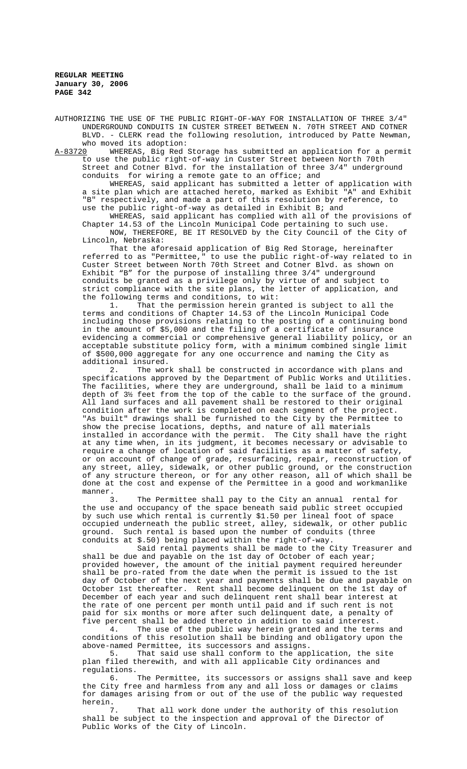AUTHORIZING THE USE OF THE PUBLIC RIGHT-OF-WAY FOR INSTALLATION OF THREE 3/4" UNDERGROUND CONDUITS IN CUSTER STREET BETWEEN N. 70TH STREET AND COTNER BLVD. - CLERK read the following resolution, introduced by Patte Newman, who moved its adoption:

A-83720 WHEREAS, Big Red Storage has submitted an application for a permit to use the public right-of-way in Custer Street between North 70th Street and Cotner Blvd. for the installation of three 3/4" underground conduits for wiring a remote gate to an office; and

WHEREAS, said applicant has submitted a letter of application with a site plan which are attached hereto, marked as Exhibit "A" and Exhibit "B" respectively, and made a part of this resolution by reference, to use the public right-of-way as detailed in Exhibit B; and

WHEREAS, said applicant has complied with all of the provisions of Chapter 14.53 of the Lincoln Municipal Code pertaining to such use.

NOW, THEREFORE, BE IT RESOLVED by the City Council of the City of Lincoln, Nebraska:

That the aforesaid application of Big Red Storage, hereinafter referred to as "Permittee," to use the public right-of-way related to in Custer Street between North 70th Street and Cotner Blvd. as shown on Exhibit "B" for the purpose of installing three 3/4" underground conduits be granted as a privilege only by virtue of and subject to strict compliance with the site plans, the letter of application, and the following terms and conditions, to wit:

1. That the permission herein granted is subject to all the terms and conditions of Chapter 14.53 of the Lincoln Municipal Code including those provisions relating to the posting of a continuing bond in the amount of $5,000 and the filing of a certificate of insurance evidencing a commercial or comprehensive general liability policy, or an acceptable substitute policy form, with a minimum combined single limit of $500,000 aggregate for any one occurrence and naming the City as additional insured.

2. The work shall be constructed in accordance with plans and specifications approved by the Department of Public Works and Utilities. The facilities, where they are underground, shall be laid to a minimum depth of 3½ feet from the top of the cable to the surface of the ground. All land surfaces and all pavement shall be restored to their original condition after the work is completed on each segment of the project. "As built" drawings shall be furnished to the City by the Permittee to show the precise locations, depths, and nature of all materials installed in accordance with the permit. The City shall have the right at any time when, in its judgment, it becomes necessary or advisable to require a change of location of said facilities as a matter of safety, or on account of change of grade, resurfacing, repair, reconstruction of any street, alley, sidewalk, or other public ground, or the construction of any structure thereon, or for any other reason, all of which shall be done at the cost and expense of the Permittee in a good and workmanlike manner.

3. The Permittee shall pay to the City an annual rental for the use and occupancy of the space beneath said public street occupied by such use which rental is currently $1.50 per lineal foot of space occupied underneath the public street, alley, sidewalk, or other public ground. Such rental is based upon the number of conduits (three conduits at $.50) being placed within the right-of-way.

Said rental payments shall be made to the City Treasurer and shall be due and payable on the 1st day of October of each year; provided however, the amount of the initial payment required hereunder shall be pro-rated from the date when the permit is issued to the 1st day of October of the next year and payments shall be due and payable on October 1st thereafter. Rent shall become delinquent on the 1st day of December of each year and such delinquent rent shall bear interest at the rate of one percent per month until paid and if such rent is not paid for six months or more after such delinquent date, a penalty of five percent shall be added thereto in addition to said interest.

4. The use of the public way herein granted and the terms and conditions of this resolution shall be binding and obligatory upon the above-named Permittee, its successors and assigns.

5. That said use shall conform to the application, the site plan filed therewith, and with all applicable City ordinances and regulations.

6. The Permittee, its successors or assigns shall save and keep the City free and harmless from any and all loss or damages or claims for damages arising from or out of the use of the public way requested herein.

7. That all work done under the authority of this resolution shall be subject to the inspection and approval of the Director of Public Works of the City of Lincoln.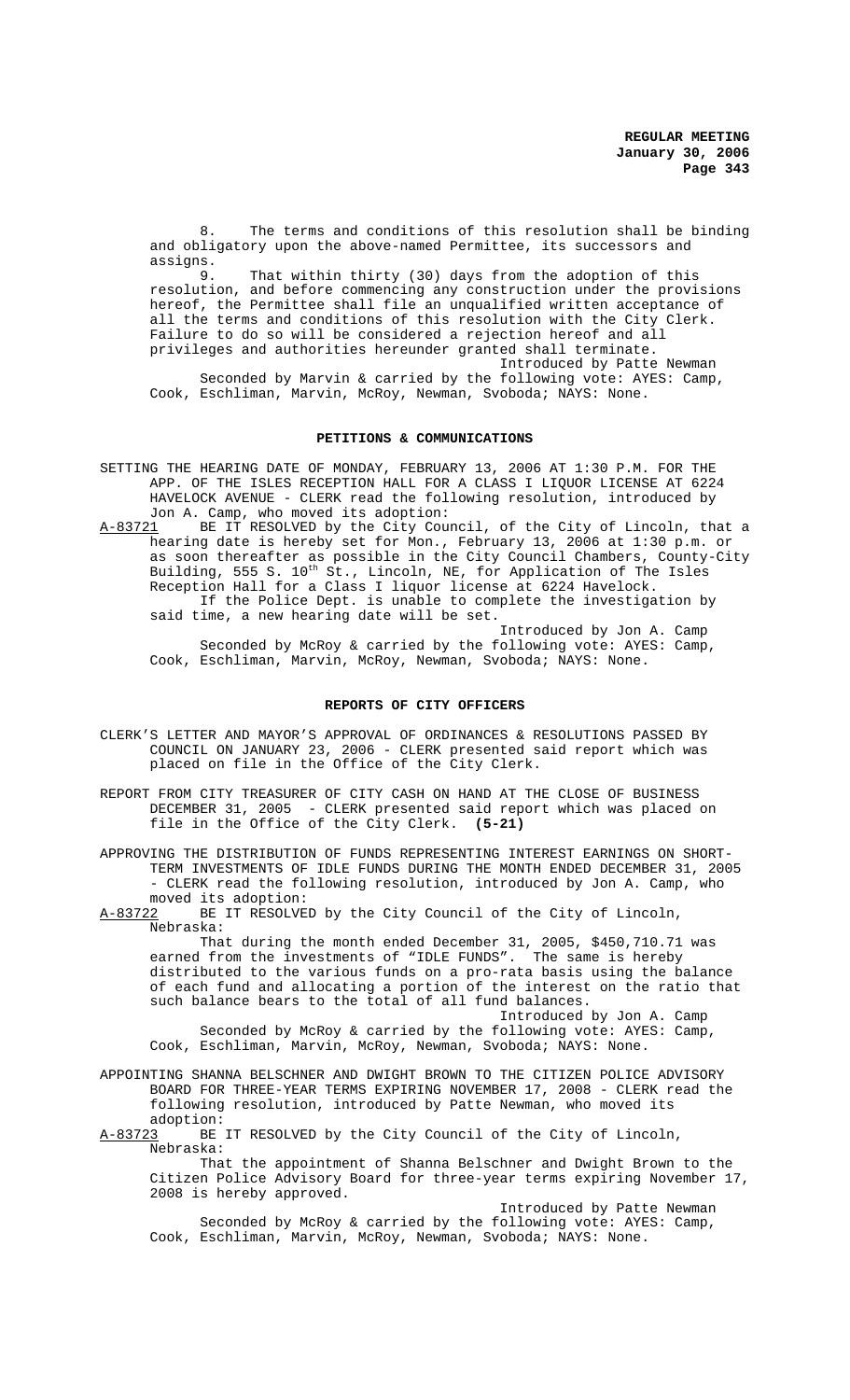8. The terms and conditions of this resolution shall be binding and obligatory upon the above-named Permittee, its successors and assigns.

9. That within thirty (30) days from the adoption of this resolution, and before commencing any construction under the provisions hereof, the Permittee shall file an unqualified written acceptance of all the terms and conditions of this resolution with the City Clerk. Failure to do so will be considered a rejection hereof and all privileges and authorities hereunder granted shall terminate.

Introduced by Patte Newman

Seconded by Marvin & carried by the following vote: AYES: Camp, Cook, Eschliman, Marvin, McRoy, Newman, Svoboda; NAYS: None.

## PETITIONS & COMMUNICATIONS

SETTING THE HEARING DATE OF MONDAY, FEBRUARY 13, 2006 AT 1:30 P.M. FOR THE APP. OF THE ISLES RECEPTION HALL FOR A CLASS I LIQUOR LICENSE AT 6224 HAVELOCK AVENUE - CLERK read the following resolution, introduced by Jon A. Camp, who moved its adoption:

A-83721 BE IT RESOLVED by the City Council, of the City of Lincoln, that a hearing date is hereby set for Mon., February 13, 2006 at 1:30 p.m. or as soon thereafter as possible in the City Council Chambers, County-City Building, 555 S. 10th St., Lincoln, NE, for Application of The Isles Reception Hall for a Class I liquor license at 6224 Havelock.

If the Police Dept. is unable to complete the investigation by said time, a new hearing date will be set.

Introduced by Jon A. Camp

Seconded by McRoy & carried by the following vote: AYES: Camp, Cook, Eschliman, Marvin, McRoy, Newman, Svoboda; NAYS: None.

## REPORTS OF CITY OFFICERS

CLERK'S LETTER AND MAYOR'S APPROVAL OF ORDINANCES & RESOLUTIONS PASSED BY COUNCIL ON JANUARY 23, 2006 - CLERK presented said report which was placed on file in the Office of the City Clerk.

REPORT FROM CITY TREASURER OF CITY CASH ON HAND AT THE CLOSE OF BUSINESS DECEMBER 31, 2005 - CLERK presented said report which was placed on file in the Office of the City Clerk. **(5-21)**

APPROVING THE DISTRIBUTION OF FUNDS REPRESENTING INTEREST EARNINGS ON SHORT-TERM INVESTMENTS OF IDLE FUNDS DURING THE MONTH ENDED DECEMBER 31, 2005 - CLERK read the following resolution, introduced by Jon A. Camp, who moved its adoption:

A-83722 BE IT RESOLVED by the City Council of the City of Lincoln, Nebraska:

That during the month ended December 31, 2005, $450,710.71 was earned from the investments of "IDLE FUNDS". The same is hereby distributed to the various funds on a pro-rata basis using the balance of each fund and allocating a portion of the interest on the ratio that such balance bears to the total of all fund balances.

Introduced by Jon A. Camp

Seconded by McRoy & carried by the following vote: AYES: Camp, Cook, Eschliman, Marvin, McRoy, Newman, Svoboda; NAYS: None.

APPOINTING SHANNA BELSCHNER AND DWIGHT BROWN TO THE CITIZEN POLICE ADVISORY BOARD FOR THREE-YEAR TERMS EXPIRING NOVEMBER 17, 2008 - CLERK read the following resolution, introduced by Patte Newman, who moved its adoption:

A-83723 BE IT RESOLVED by the City Council of the City of Lincoln, Nebraska:

That the appointment of Shanna Belschner and Dwight Brown to the Citizen Police Advisory Board for three-year terms expiring November 17, 2008 is hereby approved.

Introduced by Patte Newman

Seconded by McRoy & carried by the following vote: AYES: Camp, Cook, Eschliman, Marvin, McRoy, Newman, Svoboda; NAYS: None.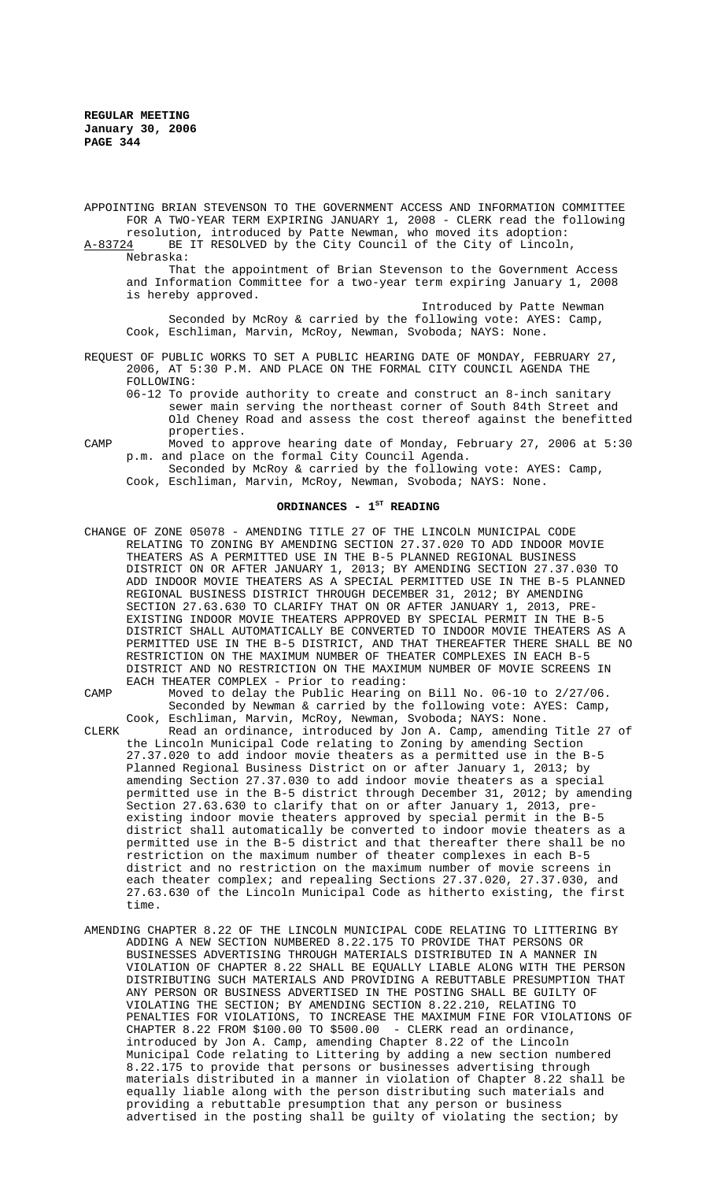APPOINTING BRIAN STEVENSON TO THE GOVERNMENT ACCESS AND INFORMATION COMMITTEE FOR A TWO-YEAR TERM EXPIRING JANUARY 1, 2008 - CLERK read the following resolution, introduced by Patte Newman, who moved its adoption:

A-83724 BE IT RESOLVED by the City Council of the City of Lincoln, Nebraska:

That the appointment of Brian Stevenson to the Government Access and Information Committee for a two-year term expiring January 1, 2008 is hereby approved.

Introduced by Patte Newman

Seconded by McRoy & carried by the following vote: AYES: Camp, Cook, Eschliman, Marvin, McRoy, Newman, Svoboda; NAYS: None.

REQUEST OF PUBLIC WORKS TO SET A PUBLIC HEARING DATE OF MONDAY, FEBRUARY 27, 2006, AT 5:30 P.M. AND PLACE ON THE FORMAL CITY COUNCIL AGENDA THE FOLLOWING:

06-12 To provide authority to create and construct an 8-inch sanitary sewer main serving the northeast corner of South 84th Street and Old Cheney Road and assess the cost thereof against the benefitted properties.

CAMP Moved to approve hearing date of Monday, February 27, 2006 at 5:30 p.m. and place on the formal City Council Agenda.

Seconded by McRoy & carried by the following vote: AYES: Camp, Cook, Eschliman, Marvin, McRoy, Newman, Svoboda; NAYS: None.

## ORDINANCES - 1ST READING

CHANGE OF ZONE 05078 - AMENDING TITLE 27 OF THE LINCOLN MUNICIPAL CODE RELATING TO ZONING BY AMENDING SECTION 27.37.020 TO ADD INDOOR MOVIE THEATERS AS A PERMITTED USE IN THE B-5 PLANNED REGIONAL BUSINESS DISTRICT ON OR AFTER JANUARY 1, 2013; BY AMENDING SECTION 27.37.030 TO ADD INDOOR MOVIE THEATERS AS A SPECIAL PERMITTED USE IN THE B-5 PLANNED REGIONAL BUSINESS DISTRICT THROUGH DECEMBER 31, 2012; BY AMENDING SECTION 27.63.630 TO CLARIFY THAT ON OR AFTER JANUARY 1, 2013, PRE-EXISTING INDOOR MOVIE THEATERS APPROVED BY SPECIAL PERMIT IN THE B-5 DISTRICT SHALL AUTOMATICALLY BE CONVERTED TO INDOOR MOVIE THEATERS AS A PERMITTED USE IN THE B-5 DISTRICT, AND THAT THEREAFTER THERE SHALL BE NO RESTRICTION ON THE MAXIMUM NUMBER OF THEATER COMPLEXES IN EACH B-5 DISTRICT AND NO RESTRICTION ON THE MAXIMUM NUMBER OF MOVIE SCREENS IN EACH THEATER COMPLEX - Prior to reading:

CAMP Moved to delay the Public Hearing on Bill No. 06-10 to 2/27/06.

Seconded by Newman & carried by the following vote: AYES: Camp, Cook, Eschliman, Marvin, McRoy, Newman, Svoboda; NAYS: None.

CLERK Read an ordinance, introduced by Jon A. Camp, amending Title 27 of the Lincoln Municipal Code relating to Zoning by amending Section 27.37.020 to add indoor movie theaters as a permitted use in the B-5 Planned Regional Business District on or after January 1, 2013; by amending Section 27.37.030 to add indoor movie theaters as a special permitted use in the B-5 district through December 31, 2012; by amending Section 27.63.630 to clarify that on or after January 1, 2013, pre-existing indoor movie theaters approved by special permit in the B-5 district shall automatically be converted to indoor movie theaters as a permitted use in the B-5 district and that thereafter there shall be no restriction on the maximum number of theater complexes in each B-5 district and no restriction on the maximum number of movie screens in each theater complex; and repealing Sections 27.37.020, 27.37.030, and 27.63.630 of the Lincoln Municipal Code as hitherto existing, the first time.

AMENDING CHAPTER 8.22 OF THE LINCOLN MUNICIPAL CODE RELATING TO LITTERING BY ADDING A NEW SECTION NUMBERED 8.22.175 TO PROVIDE THAT PERSONS OR BUSINESSES ADVERTISING THROUGH MATERIALS DISTRIBUTED IN A MANNER IN VIOLATION OF CHAPTER 8.22 SHALL BE EQUALLY LIABLE ALONG WITH THE PERSON DISTRIBUTING SUCH MATERIALS AND PROVIDING A REBUTTABLE PRESUMPTION THAT ANY PERSON OR BUSINESS ADVERTISED IN THE POSTING SHALL BE GUILTY OF VIOLATING THE SECTION; BY AMENDING SECTION 8.22.210, RELATING TO PENALTIES FOR VIOLATIONS, TO INCREASE THE MAXIMUM FINE FOR VIOLATIONS OF CHAPTER 8.22 FROM $100.00 TO $500.00 - CLERK read an ordinance, introduced by Jon A. Camp, amending Chapter 8.22 of the Lincoln Municipal Code relating to Littering by adding a new section numbered 8.22.175 to provide that persons or businesses advertising through materials distributed in a manner in violation of Chapter 8.22 shall be equally liable along with the person distributing such materials and providing a rebuttable presumption that any person or business advertised in the posting shall be guilty of violating the section; by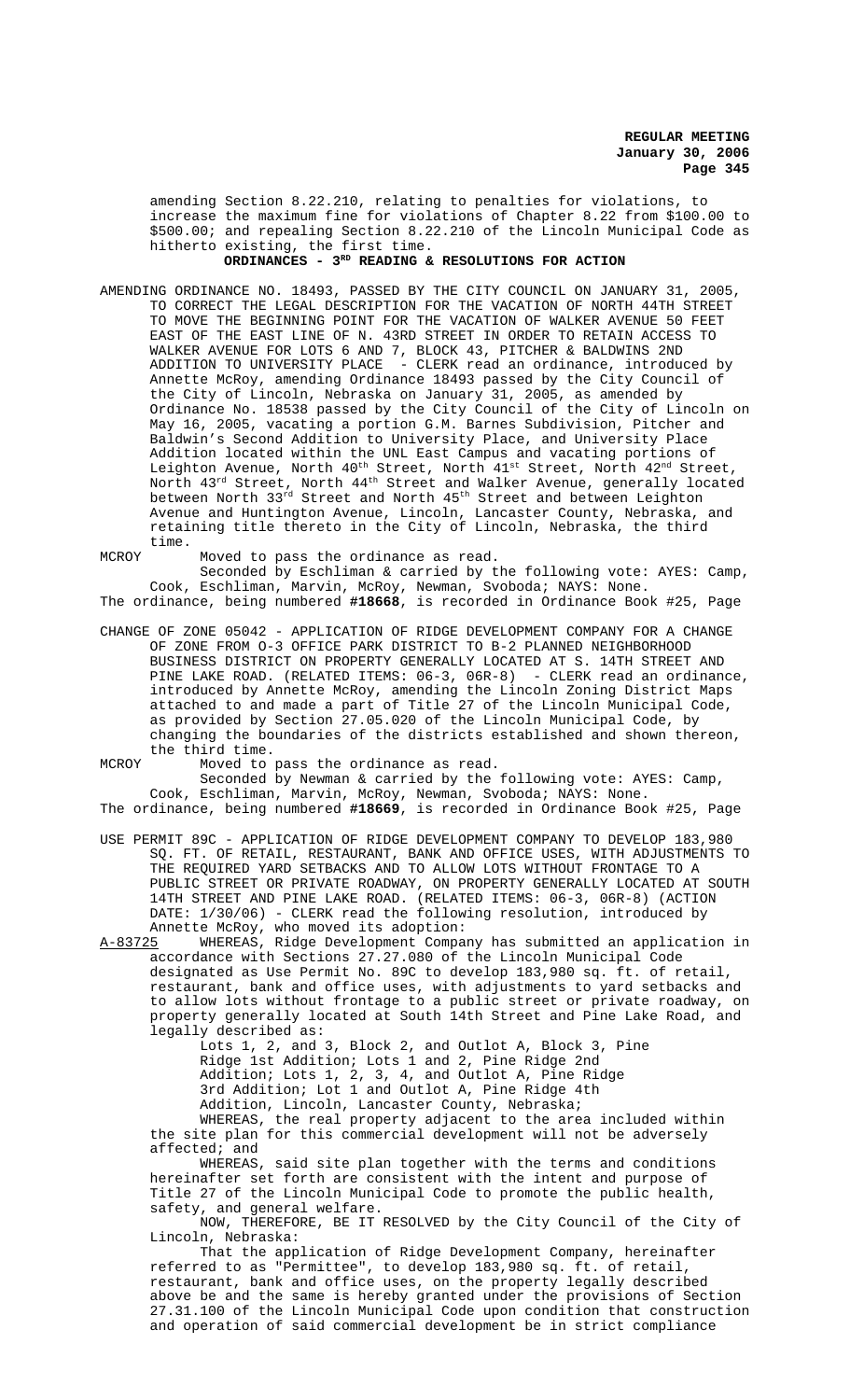amending Section 8.22.210, relating to penalties for violations, to increase the maximum fine for violations of Chapter 8.22 from $100.00 to $500.00; and repealing Section 8.22.210 of the Lincoln Municipal Code as hitherto existing, the first time.

## ORDINANCES - 3RD READING & RESOLUTIONS FOR ACTION

AMENDING ORDINANCE NO. 18493, PASSED BY THE CITY COUNCIL ON JANUARY 31, 2005, TO CORRECT THE LEGAL DESCRIPTION FOR THE VACATION OF NORTH 44TH STREET TO MOVE THE BEGINNING POINT FOR THE VACATION OF WALKER AVENUE 50 FEET EAST OF THE EAST LINE OF N. 43RD STREET IN ORDER TO RETAIN ACCESS TO WALKER AVENUE FOR LOTS 6 AND 7, BLOCK 43, PITCHER & BALDWINS 2ND ADDITION TO UNIVERSITY PLACE - CLERK read an ordinance, introduced by Annette McRoy, amending Ordinance 18493 passed by the City Council of the City of Lincoln, Nebraska on January 31, 2005, as amended by Ordinance No. 18538 passed by the City Council of the City of Lincoln on May 16, 2005, vacating a portion G.M. Barnes Subdivision, Pitcher and Baldwin's Second Addition to University Place, and University Place Addition located within the UNL East Campus and vacating portions of Leighton Avenue, North 40th Street, North 41st Street, North 42nd Street, North 43rd Street, North 44th Street and Walker Avenue, generally located between North 33rd Street and North 45th Street and between Leighton Avenue and Huntington Avenue, Lincoln, Lancaster County, Nebraska, and retaining title thereto in the City of Lincoln, Nebraska, the third time.

MCROY Moved to pass the ordinance as read.

Seconded by Eschliman & carried by the following vote: AYES: Camp, Cook, Eschliman, Marvin, McRoy, Newman, Svoboda; NAYS: None.

The ordinance, being numbered **#18668**, is recorded in Ordinance Book #25, Page

CHANGE OF ZONE 05042 - APPLICATION OF RIDGE DEVELOPMENT COMPANY FOR A CHANGE OF ZONE FROM O-3 OFFICE PARK DISTRICT TO B-2 PLANNED NEIGHBORHOOD BUSINESS DISTRICT ON PROPERTY GENERALLY LOCATED AT S. 14TH STREET AND PINE LAKE ROAD. (RELATED ITEMS: 06-3, 06R-8) - CLERK read an ordinance, introduced by Annette McRoy, amending the Lincoln Zoning District Maps attached to and made a part of Title 27 of the Lincoln Municipal Code, as provided by Section 27.05.020 of the Lincoln Municipal Code, by changing the boundaries of the districts established and shown thereon, the third time.

MCROY Moved to pass the ordinance as read.

Seconded by Newman & carried by the following vote: AYES: Camp, Cook, Eschliman, Marvin, McRoy, Newman, Svoboda; NAYS: None.

The ordinance, being numbered **#18669**, is recorded in Ordinance Book #25, Page

USE PERMIT 89C - APPLICATION OF RIDGE DEVELOPMENT COMPANY TO DEVELOP 183,980 SQ. FT. OF RETAIL, RESTAURANT, BANK AND OFFICE USES, WITH ADJUSTMENTS TO THE REQUIRED YARD SETBACKS AND TO ALLOW LOTS WITHOUT FRONTAGE TO A PUBLIC STREET OR PRIVATE ROADWAY, ON PROPERTY GENERALLY LOCATED AT SOUTH 14TH STREET AND PINE LAKE ROAD. (RELATED ITEMS: 06-3, 06R-8) (ACTION DATE: 1/30/06) - CLERK read the following resolution, introduced by Annette McRoy, who moved its adoption:

A-83725 WHEREAS, Ridge Development Company has submitted an application in accordance with Sections 27.27.080 of the Lincoln Municipal Code designated as Use Permit No. 89C to develop 183,980 sq. ft. of retail, restaurant, bank and office uses, with adjustments to yard setbacks and to allow lots without frontage to a public street or private roadway, on property generally located at South 14th Street and Pine Lake Road, and legally described as:

Lots 1, 2, and 3, Block 2, and Outlot A, Block 3, Pine Ridge 1st Addition; Lots 1 and 2, Pine Ridge 2nd Addition; Lots 1, 2, 3, 4, and Outlot A, Pine Ridge 3rd Addition; Lot 1 and Outlot A, Pine Ridge 4th Addition, Lincoln, Lancaster County, Nebraska;

WHEREAS, the real property adjacent to the area included within the site plan for this commercial development will not be adversely affected; and

WHEREAS, said site plan together with the terms and conditions hereinafter set forth are consistent with the intent and purpose of Title 27 of the Lincoln Municipal Code to promote the public health, safety, and general welfare.

NOW, THEREFORE, BE IT RESOLVED by the City Council of the City of Lincoln, Nebraska:

That the application of Ridge Development Company, hereinafter referred to as "Permittee", to develop 183,980 sq. ft. of retail, restaurant, bank and office uses, on the property legally described above be and the same is hereby granted under the provisions of Section 27.31.100 of the Lincoln Municipal Code upon condition that construction and operation of said commercial development be in strict compliance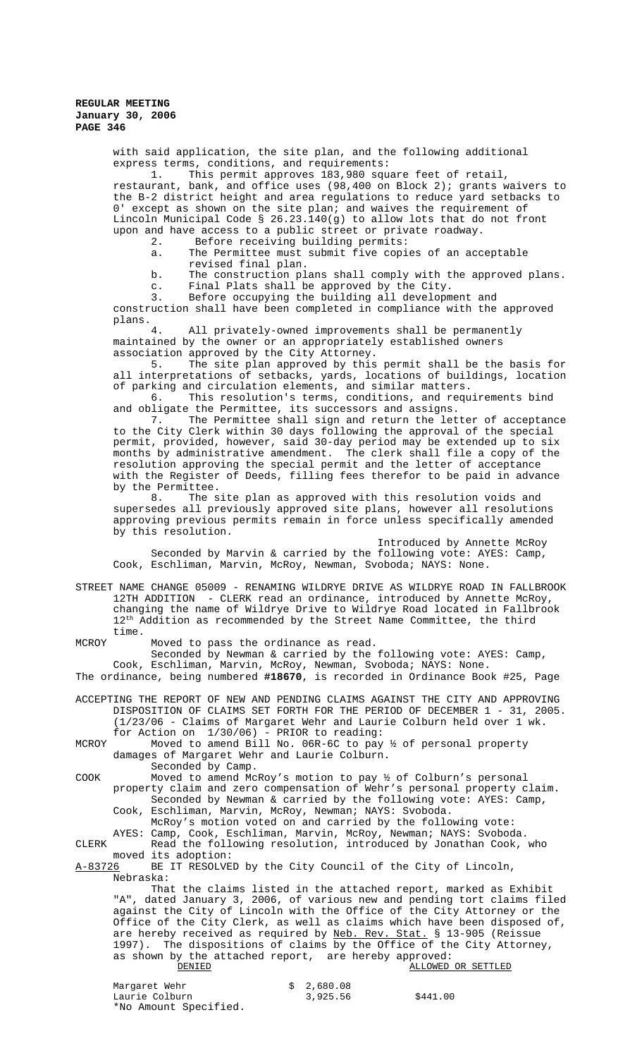with said application, the site plan, and the following additional express terms, conditions, and requirements:

1. This permit approves 183,980 square feet of retail, restaurant, bank, and office uses (98,400 on Block 2); grants waivers to the B-2 district height and area regulations to reduce yard setbacks to 0' except as shown on the site plan; and waives the requirement of Lincoln Municipal Code § 26.23.140(g) to allow lots that do not front upon and have access to a public street or private roadway.

2. Before receiving building permits:

   a. The Permittee must submit five copies of an acceptable revised final plan.

   b. The construction plans shall comply with the approved plans.

   c. Final Plats shall be approved by the City.

3. Before occupying the building all development and construction shall have been completed in compliance with the approved plans.

4. All privately-owned improvements shall be permanently maintained by the owner or an appropriately established owners association approved by the City Attorney.

5. The site plan approved by this permit shall be the basis for all interpretations of setbacks, yards, locations of buildings, location of parking and circulation elements, and similar matters.

6. This resolution's terms, conditions, and requirements bind and obligate the Permittee, its successors and assigns.

7. The Permittee shall sign and return the letter of acceptance to the City Clerk within 30 days following the approval of the special permit, provided, however, said 30-day period may be extended up to six months by administrative amendment. The clerk shall file a copy of the resolution approving the special permit and the letter of acceptance with the Register of Deeds, filling fees therefor to be paid in advance by the Permittee.

8. The site plan as approved with this resolution voids and supersedes all previously approved site plans, however all resolutions approving previous permits remain in force unless specifically amended by this resolution.

Introduced by Annette McRoy

Seconded by Marvin & carried by the following vote: AYES: Camp, Cook, Eschliman, Marvin, McRoy, Newman, Svoboda; NAYS: None.

STREET NAME CHANGE 05009 - RENAMING WILDRYE DRIVE AS WILDRYE ROAD IN FALLBROOK 12TH ADDITION - CLERK read an ordinance, introduced by Annette McRoy, changing the name of Wildrye Drive to Wildrye Road located in Fallbrook 12th Addition as recommended by the Street Name Committee, the third time.

MCROY Moved to pass the ordinance as read.

Seconded by Newman & carried by the following vote: AYES: Camp, Cook, Eschliman, Marvin, McRoy, Newman, Svoboda; NAYS: None.

The ordinance, being numbered **#18670**, is recorded in Ordinance Book #25, Page

ACCEPTING THE REPORT OF NEW AND PENDING CLAIMS AGAINST THE CITY AND APPROVING DISPOSITION OF CLAIMS SET FORTH FOR THE PERIOD OF DECEMBER 1 - 31, 2005. (1/23/06 - Claims of Margaret Wehr and Laurie Colburn held over 1 wk. for Action on 1/30/06) - PRIOR to reading:

MCROY Moved to amend Bill No. 06R-6C to pay ½ of personal property damages of Margaret Wehr and Laurie Colburn.

Seconded by Camp.

COOK Moved to amend McRoy's motion to pay ½ of Colburn's personal property claim and zero compensation of Wehr's personal property claim.

Seconded by Newman & carried by the following vote: AYES: Camp, Cook, Eschliman, Marvin, McRoy, Newman; NAYS: Svoboda.

McRoy's motion voted on and carried by the following vote: AYES: Camp, Cook, Eschliman, Marvin, McRoy, Newman; NAYS: Svoboda.

CLERK Read the following resolution, introduced by Jonathan Cook, who moved its adoption:

A-83726 BE IT RESOLVED by the City Council of the City of Lincoln, Nebraska:

That the claims listed in the attached report, marked as Exhibit "A", dated January 3, 2006, of various new and pending tort claims filed against the City of Lincoln with the Office of the City Attorney or the Office of the City Clerk, as well as claims which have been disposed of, are hereby received as required by Neb. Rev. Stat. § 13-905 (Reissue 1997). The dispositions of claims by the Office of the City Attorney, as shown by the attached report, are hereby approved:

| DENIED | | ALLOWED OR SETTLED |
|---|---|---|
| Margaret Wehr | $ 2,680.08 | |
| Laurie Colburn | 3,925.56 | $441.00 |

*No Amount Specified.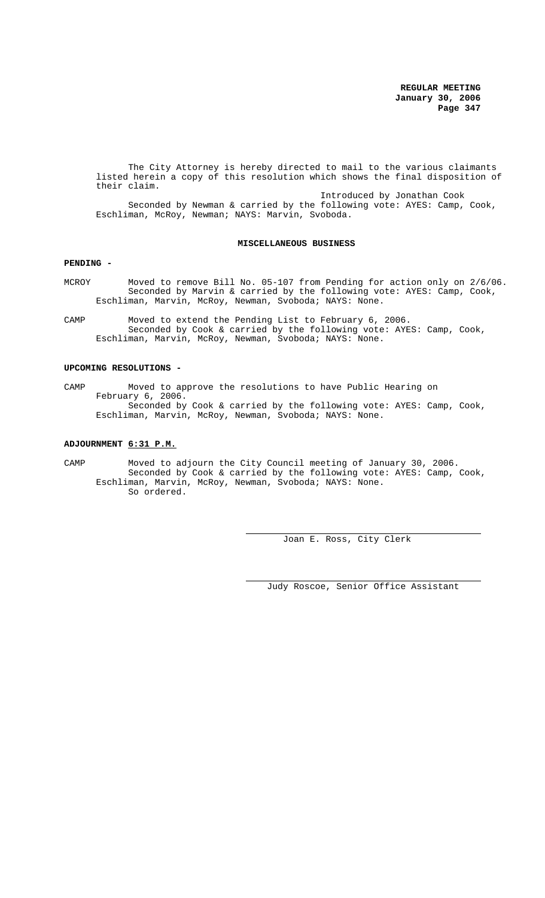The City Attorney is hereby directed to mail to the various claimants listed herein a copy of this resolution which shows the final disposition of their claim.

Introduced by Jonathan Cook

Seconded by Newman & carried by the following vote: AYES: Camp, Cook, Eschliman, McRoy, Newman; NAYS: Marvin, Svoboda.

## MISCELLANEOUS BUSINESS

**PENDING -**

MCROY Moved to remove Bill No. 05-107 from Pending for action only on 2/6/06.
Seconded by Marvin & carried by the following vote: AYES: Camp, Cook, Eschliman, Marvin, McRoy, Newman, Svoboda; NAYS: None.

CAMP Moved to extend the Pending List to February 6, 2006.
Seconded by Cook & carried by the following vote: AYES: Camp, Cook, Eschliman, Marvin, McRoy, Newman, Svoboda; NAYS: None.

**UPCOMING RESOLUTIONS -**

CAMP Moved to approve the resolutions to have Public Hearing on February 6, 2006.
Seconded by Cook & carried by the following vote: AYES: Camp, Cook, Eschliman, Marvin, McRoy, Newman, Svoboda; NAYS: None.

**ADJOURNMENT 6:31 P.M.**

CAMP Moved to adjourn the City Council meeting of January 30, 2006.
Seconded by Cook & carried by the following vote: AYES: Camp, Cook, Eschliman, Marvin, McRoy, Newman, Svoboda; NAYS: None.
So ordered.

Joan E. Ross, City Clerk

Judy Roscoe, Senior Office Assistant